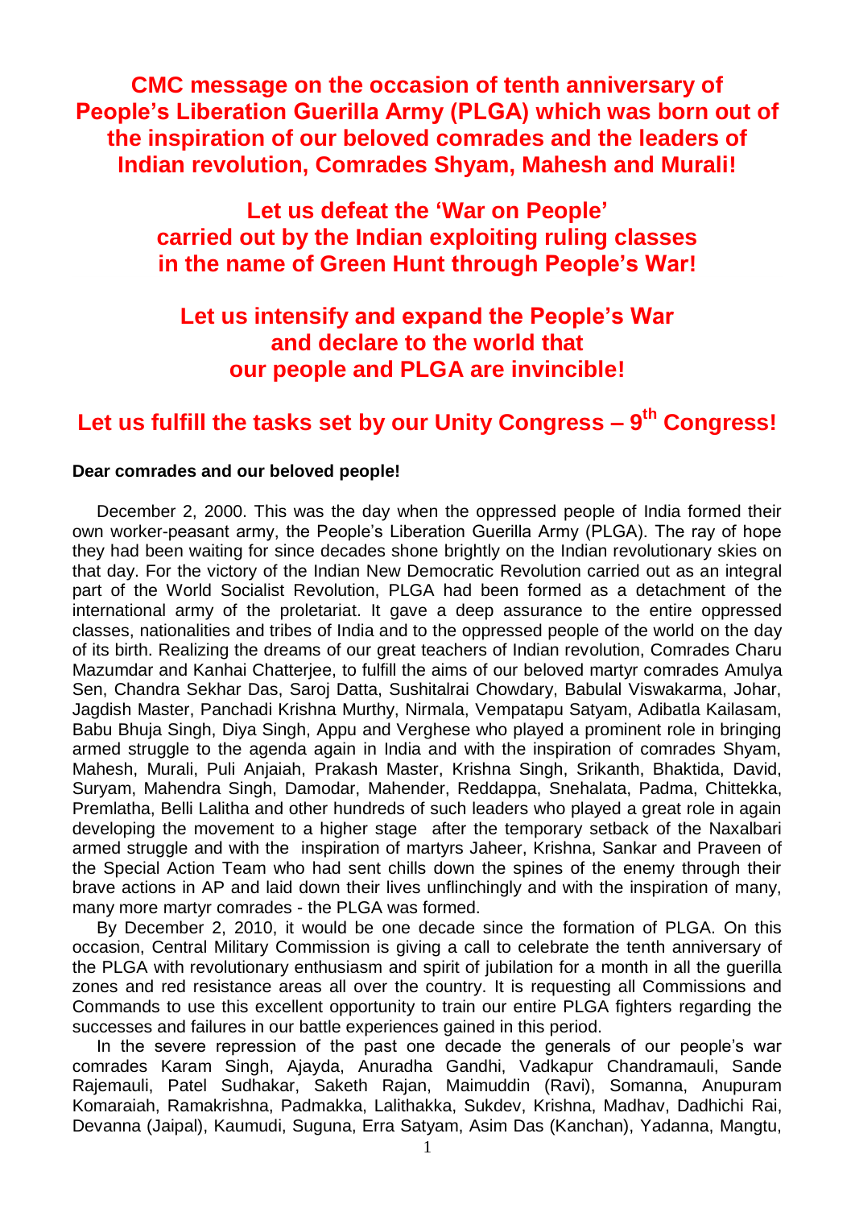# CMC message on the occasion of tenth anniversary of People's Liberation Guerilla Army (PLGA) which was born out of the inspiration of our beloved comrades and the leaders of Indian revolution, Comrades Shyam, Mahesh and Murali!

## Let us defeat the 'War on People' carried out by the Indian exploiting ruling classes in the name of Green Hunt through People's War!

## Let us intensify and expand the People's War and declare to the world that our people and PLGA are invincible!

## Let us fulfill the tasks set by our Unity Congress – 9th Congress!

**Dear comrades and our beloved people!**

December 2, 2000. This was the day when the oppressed people of India formed their own worker-peasant army, the People's Liberation Guerilla Army (PLGA). The ray of hope they had been waiting for since decades shone brightly on the Indian revolutionary skies on that day. For the victory of the Indian New Democratic Revolution carried out as an integral part of the World Socialist Revolution, PLGA had been formed as a detachment of the international army of the proletariat. It gave a deep assurance to the entire oppressed classes, nationalities and tribes of India and to the oppressed people of the world on the day of its birth. Realizing the dreams of our great teachers of Indian revolution, Comrades Charu Mazumdar and Kanhai Chatterjee, to fulfill the aims of our beloved martyr comrades Amulya Sen, Chandra Sekhar Das, Saroj Datta, Sushitalrai Chowdary, Babulal Viswakarma, Johar, Jagdish Master, Panchadi Krishna Murthy, Nirmala, Vempatapu Satyam, Adibatla Kailasam, Babu Bhuja Singh, Diya Singh, Appu and Verghese who played a prominent role in bringing armed struggle to the agenda again in India and with the inspiration of comrades Shyam, Mahesh, Murali, Puli Anjaiah, Prakash Master, Krishna Singh, Srikanth, Bhaktida, David, Suryam, Mahendra Singh, Damodar, Mahender, Reddappa, Snehalata, Padma, Chittekka, Premlatha, Belli Lalitha and other hundreds of such leaders who played a great role in again developing the movement to a higher stage after the temporary setback of the Naxalbari armed struggle and with the inspiration of martyrs Jaheer, Krishna, Sankar and Praveen of the Special Action Team who had sent chills down the spines of the enemy through their brave actions in AP and laid down their lives unflinchingly and with the inspiration of many, many more martyr comrades - the PLGA was formed.

By December 2, 2010, it would be one decade since the formation of PLGA. On this occasion, Central Military Commission is giving a call to celebrate the tenth anniversary of the PLGA with revolutionary enthusiasm and spirit of jubilation for a month in all the guerilla zones and red resistance areas all over the country. It is requesting all Commissions and Commands to use this excellent opportunity to train our entire PLGA fighters regarding the successes and failures in our battle experiences gained in this period.

In the severe repression of the past one decade the generals of our people's war comrades Karam Singh, Ajayda, Anuradha Gandhi, Vadkapur Chandramauli, Sande Rajemauli, Patel Sudhakar, Saketh Rajan, Maimuddin (Ravi), Somanna, Anupuram Komaraiah, Ramakrishna, Padmakka, Lalithakka, Sukdev, Krishna, Madhav, Dadhichi Rai, Devanna (Jaipal), Kaumudi, Suguna, Erra Satyam, Asim Das (Kanchan), Yadanna, Mangtu,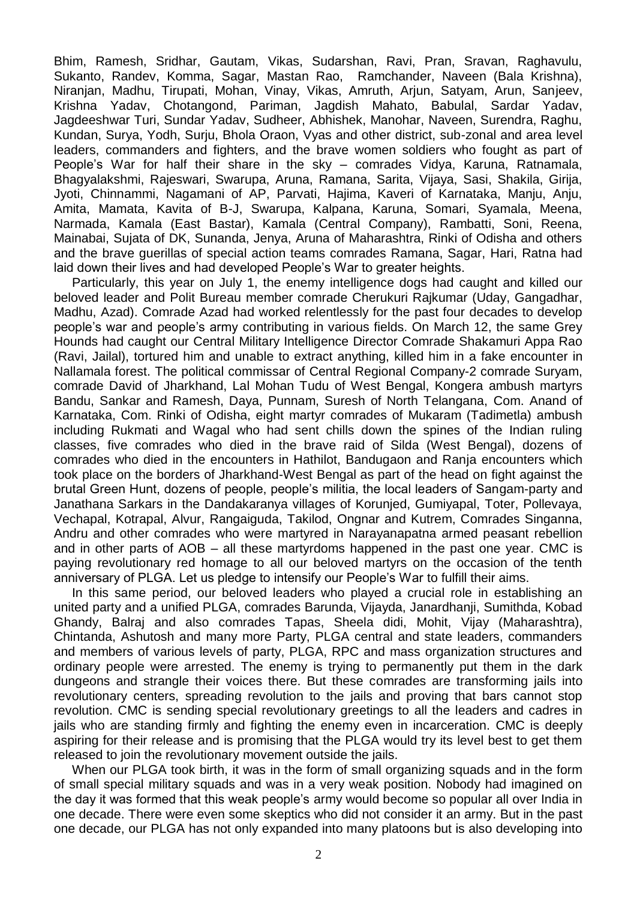Bhim, Ramesh, Sridhar, Gautam, Vikas, Sudarshan, Ravi, Pran, Sravan, Raghavulu, Sukanto, Randev, Komma, Sagar, Mastan Rao, Ramchander, Naveen (Bala Krishna), Niranjan, Madhu, Tirupati, Mohan, Vinay, Vikas, Amruth, Arjun, Satyam, Arun, Sanjeev, Krishna Yadav, Chotangond, Pariman, Jagdish Mahato, Babulal, Sardar Yadav, Jagdeeshwar Turi, Sundar Yadav, Sudheer, Abhishek, Manohar, Naveen, Surendra, Raghu, Kundan, Surya, Yodh, Surju, Bhola Oraon, Vyas and other district, sub-zonal and area level leaders, commanders and fighters, and the brave women soldiers who fought as part of People's War for half their share in the sky – comrades Vidya, Karuna, Ratnamala, Bhagyalakshmi, Rajeswari, Swarupa, Aruna, Ramana, Sarita, Vijaya, Sasi, Shakila, Girija, Jyoti, Chinnammi, Nagamani of AP, Parvati, Hajima, Kaveri of Karnataka, Manju, Anju, Amita, Mamata, Kavita of B-J, Swarupa, Kalpana, Karuna, Somari, Syamala, Meena, Narmada, Kamala (East Bastar), Kamala (Central Company), Rambatti, Soni, Reena, Mainabai, Sujata of DK, Sunanda, Jenya, Aruna of Maharashtra, Rinki of Odisha and others and the brave guerillas of special action teams comrades Ramana, Sagar, Hari, Ratna had laid down their lives and had developed People's War to greater heights.

Particularly, this year on July 1, the enemy intelligence dogs had caught and killed our beloved leader and Polit Bureau member comrade Cherukuri Rajkumar (Uday, Gangadhar, Madhu, Azad). Comrade Azad had worked relentlessly for the past four decades to develop people's war and people's army contributing in various fields. On March 12, the same Grey Hounds had caught our Central Military Intelligence Director Comrade Shakamuri Appa Rao (Ravi, Jailal), tortured him and unable to extract anything, killed him in a fake encounter in Nallamala forest. The political commissar of Central Regional Company-2 comrade Suryam, comrade David of Jharkhand, Lal Mohan Tudu of West Bengal, Kongera ambush martyrs Bandu, Sankar and Ramesh, Daya, Punnam, Suresh of North Telangana, Com. Anand of Karnataka, Com. Rinki of Odisha, eight martyr comrades of Mukaram (Tadimetla) ambush including Rukmati and Wagal who had sent chills down the spines of the Indian ruling classes, five comrades who died in the brave raid of Silda (West Bengal), dozens of comrades who died in the encounters in Hathilot, Bandugaon and Ranja encounters which took place on the borders of Jharkhand-West Bengal as part of the head on fight against the brutal Green Hunt, dozens of people, people's militia, the local leaders of Sangam-party and Janathana Sarkars in the Dandakaranya villages of Korunjed, Gumiyapal, Toter, Pollevaya, Vechapal, Kotrapal, Alvur, Rangaiguda, Takilod, Ongnar and Kutrem, Comrades Singanna, Andru and other comrades who were martyred in Narayanapatna armed peasant rebellion and in other parts of AOB – all these martyrdoms happened in the past one year. CMC is paying revolutionary red homage to all our beloved martyrs on the occasion of the tenth anniversary of PLGA. Let us pledge to intensify our People's War to fulfill their aims.

In this same period, our beloved leaders who played a crucial role in establishing an united party and a unified PLGA, comrades Barunda, Vijayda, Janardhanji, Sumithda, Kobad Ghandy, Balraj and also comrades Tapas, Sheela didi, Mohit, Vijay (Maharashtra), Chintanda, Ashutosh and many more Party, PLGA central and state leaders, commanders and members of various levels of party, PLGA, RPC and mass organization structures and ordinary people were arrested. The enemy is trying to permanently put them in the dark dungeons and strangle their voices there. But these comrades are transforming jails into revolutionary centers, spreading revolution to the jails and proving that bars cannot stop revolution. CMC is sending special revolutionary greetings to all the leaders and cadres in jails who are standing firmly and fighting the enemy even in incarceration. CMC is deeply aspiring for their release and is promising that the PLGA would try its level best to get them released to join the revolutionary movement outside the jails.

When our PLGA took birth, it was in the form of small organizing squads and in the form of small special military squads and was in a very weak position. Nobody had imagined on the day it was formed that this weak people's army would become so popular all over India in one decade. There were even some skeptics who did not consider it an army. But in the past one decade, our PLGA has not only expanded into many platoons but is also developing into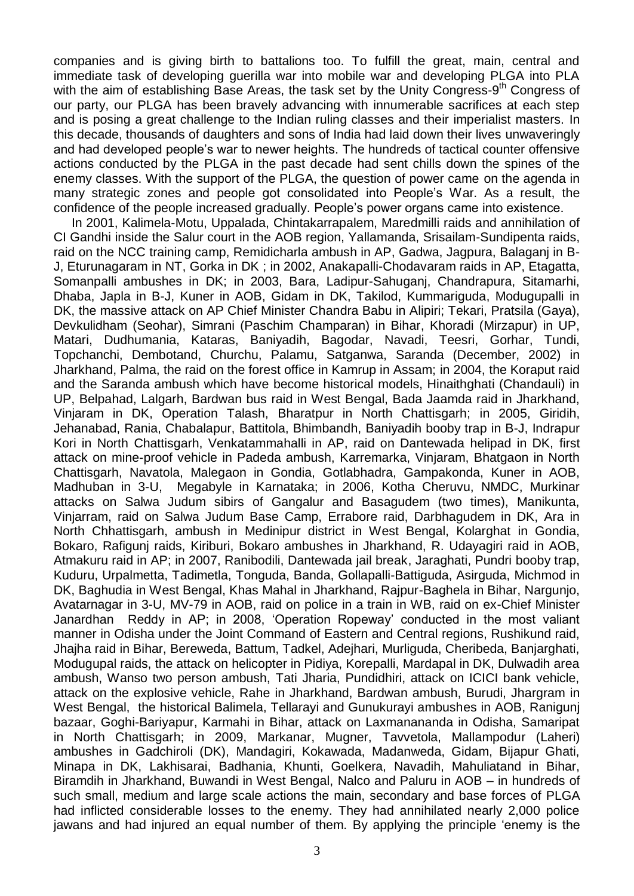companies and is giving birth to battalions too. To fulfill the great, main, central and immediate task of developing guerilla war into mobile war and developing PLGA into PLA with the aim of establishing Base Areas, the task set by the Unity Congress-9th Congress of our party, our PLGA has been bravely advancing with innumerable sacrifices at each step and is posing a great challenge to the Indian ruling classes and their imperialist masters. In this decade, thousands of daughters and sons of India had laid down their lives unwaveringly and had developed people's war to newer heights. The hundreds of tactical counter offensive actions conducted by the PLGA in the past decade had sent chills down the spines of the enemy classes. With the support of the PLGA, the question of power came on the agenda in many strategic zones and people got consolidated into People's War. As a result, the confidence of the people increased gradually. People's power organs came into existence.

In 2001, Kalimela-Motu, Uppalada, Chintakarrapalem, Maredmilli raids and annihilation of CI Gandhi inside the Salur court in the AOB region, Yallamanda, Srisailam-Sundipenta raids, raid on the NCC training camp, Remidicharla ambush in AP, Gadwa, Jagpura, Balaganj in B-J, Eturunagaram in NT, Gorka in DK ; in 2002, Anakapalli-Chodavaram raids in AP, Etagatta, Somanpalli ambushes in DK; in 2003, Bara, Ladipur-Sahuganj, Chandrapura, Sitamarhi, Dhaba, Japla in B-J, Kuner in AOB, Gidam in DK, Takilod, Kummariguda, Modugupalli in DK, the massive attack on AP Chief Minister Chandra Babu in Alipiri; Tekari, Pratsila (Gaya), Devkulidham (Seohar), Simrani (Paschim Champaran) in Bihar, Khoradi (Mirzapur) in UP, Matari, Dudhumania, Kataras, Baniyadih, Bagodar, Navadi, Teesri, Gorhar, Tundi, Topchanchi, Dembotand, Churchu, Palamu, Satganwa, Saranda (December, 2002) in Jharkhand, Palma, the raid on the forest office in Kamrup in Assam; in 2004, the Koraput raid and the Saranda ambush which have become historical models, Hinaithghati (Chandauli) in UP, Belpahad, Lalgarh, Bardwan bus raid in West Bengal, Bada Jaamda raid in Jharkhand, Vinjaram in DK, Operation Talash, Bharatpur in North Chattisgarh; in 2005, Giridih, Jehanabad, Rania, Chabalapur, Battitola, Bhimbandh, Baniyadih booby trap in B-J, Indrapur Kori in North Chattisgarh, Venkatammahalli in AP, raid on Dantewada helipad in DK, first attack on mine-proof vehicle in Padeda ambush, Karremarka, Vinjaram, Bhatgaon in North Chattisgarh, Navatola, Malegaon in Gondia, Gotlabhadra, Gampakonda, Kuner in AOB, Madhuban in 3-U, Megabyle in Karnataka; in 2006, Kotha Cheruvu, NMDC, Murkinar attacks on Salwa Judum sibirs of Gangalur and Basagudem (two times), Manikunta, Vinjarram, raid on Salwa Judum Base Camp, Errabore raid, Darbhagudem in DK, Ara in North Chhattisgarh, ambush in Medinipur district in West Bengal, Kolarghat in Gondia, Bokaro, Rafigunj raids, Kiriburi, Bokaro ambushes in Jharkhand, R. Udayagiri raid in AOB, Atmakuru raid in AP; in 2007, Ranibodili, Dantewada jail break, Jaraghati, Pundri booby trap, Kuduru, Urpalmetta, Tadimetla, Tonguda, Banda, Gollapalli-Battiguda, Asirguda, Michmod in DK, Baghudia in West Bengal, Khas Mahal in Jharkhand, Rajpur-Baghela in Bihar, Nargunjo, Avatarnagar in 3-U, MV-79 in AOB, raid on police in a train in WB, raid on ex-Chief Minister Janardhan Reddy in AP; in 2008, 'Operation Ropeway' conducted in the most valiant manner in Odisha under the Joint Command of Eastern and Central regions, Rushikund raid, Jhajha raid in Bihar, Bereweda, Battum, Tadkel, Adejhari, Murliguda, Cheribeda, Banjarghati, Modugupal raids, the attack on helicopter in Pidiya, Korepalli, Mardapal in DK, Dulwadih area ambush, Wanso two person ambush, Tati Jharia, Pundidhiri, attack on ICICI bank vehicle, attack on the explosive vehicle, Rahe in Jharkhand, Bardwan ambush, Burudi, Jhargram in West Bengal, the historical Balimela, Tellarayi and Gunukurayi ambushes in AOB, Ranigunj bazaar, Goghi-Bariyapur, Karmahi in Bihar, attack on Laxmanananda in Odisha, Samaripat in North Chattisgarh; in 2009, Markanar, Mugner, Tavvetola, Mallampodur (Laheri) ambushes in Gadchiroli (DK), Mandagiri, Kokawada, Madanweda, Gidam, Bijapur Ghati, Minapa in DK, Lakhisarai, Badhania, Khunti, Goelkera, Navadih, Mahuliatand in Bihar, Biramdih in Jharkhand, Buwandi in West Bengal, Nalco and Paluru in AOB – in hundreds of such small, medium and large scale actions the main, secondary and base forces of PLGA had inflicted considerable losses to the enemy. They had annihilated nearly 2,000 police jawans and had injured an equal number of them. By applying the principle 'enemy is the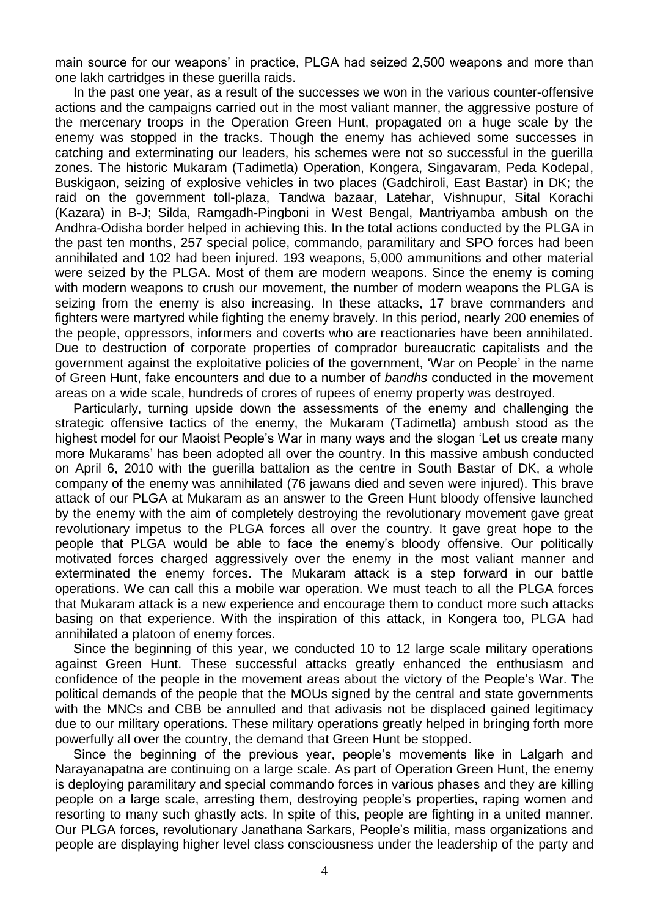main source for our weapons' in practice, PLGA had seized 2,500 weapons and more than one lakh cartridges in these guerilla raids.

In the past one year, as a result of the successes we won in the various counter-offensive actions and the campaigns carried out in the most valiant manner, the aggressive posture of the mercenary troops in the Operation Green Hunt, propagated on a huge scale by the enemy was stopped in the tracks. Though the enemy has achieved some successes in catching and exterminating our leaders, his schemes were not so successful in the guerilla zones. The historic Mukaram (Tadimetla) Operation, Kongera, Singavaram, Peda Kodepal, Buskigaon, seizing of explosive vehicles in two places (Gadchiroli, East Bastar) in DK; the raid on the government toll-plaza, Tandwa bazaar, Latehar, Vishnupur, Sital Korachi (Kazara) in B-J; Silda, Ramgadh-Pingboni in West Bengal, Mantriyamba ambush on the Andhra-Odisha border helped in achieving this. In the total actions conducted by the PLGA in the past ten months, 257 special police, commando, paramilitary and SPO forces had been annihilated and 102 had been injured. 193 weapons, 5,000 ammunitions and other material were seized by the PLGA. Most of them are modern weapons. Since the enemy is coming with modern weapons to crush our movement, the number of modern weapons the PLGA is seizing from the enemy is also increasing. In these attacks, 17 brave commanders and fighters were martyred while fighting the enemy bravely. In this period, nearly 200 enemies of the people, oppressors, informers and coverts who are reactionaries have been annihilated. Due to destruction of corporate properties of comprador bureaucratic capitalists and the government against the exploitative policies of the government, 'War on People' in the name of Green Hunt, fake encounters and due to a number of *bandhs* conducted in the movement areas on a wide scale, hundreds of crores of rupees of enemy property was destroyed.

Particularly, turning upside down the assessments of the enemy and challenging the strategic offensive tactics of the enemy, the Mukaram (Tadimetla) ambush stood as the highest model for our Maoist People's War in many ways and the slogan 'Let us create many more Mukarams' has been adopted all over the country. In this massive ambush conducted on April 6, 2010 with the guerilla battalion as the centre in South Bastar of DK, a whole company of the enemy was annihilated (76 jawans died and seven were injured). This brave attack of our PLGA at Mukaram as an answer to the Green Hunt bloody offensive launched by the enemy with the aim of completely destroying the revolutionary movement gave great revolutionary impetus to the PLGA forces all over the country. It gave great hope to the people that PLGA would be able to face the enemy's bloody offensive. Our politically motivated forces charged aggressively over the enemy in the most valiant manner and exterminated the enemy forces. The Mukaram attack is a step forward in our battle operations. We can call this a mobile war operation. We must teach to all the PLGA forces that Mukaram attack is a new experience and encourage them to conduct more such attacks basing on that experience. With the inspiration of this attack, in Kongera too, PLGA had annihilated a platoon of enemy forces.

Since the beginning of this year, we conducted 10 to 12 large scale military operations against Green Hunt. These successful attacks greatly enhanced the enthusiasm and confidence of the people in the movement areas about the victory of the People's War. The political demands of the people that the MOUs signed by the central and state governments with the MNCs and CBB be annulled and that adivasis not be displaced gained legitimacy due to our military operations. These military operations greatly helped in bringing forth more powerfully all over the country, the demand that Green Hunt be stopped.

Since the beginning of the previous year, people's movements like in Lalgarh and Narayanapatna are continuing on a large scale. As part of Operation Green Hunt, the enemy is deploying paramilitary and special commando forces in various phases and they are killing people on a large scale, arresting them, destroying people's properties, raping women and resorting to many such ghastly acts. In spite of this, people are fighting in a united manner. Our PLGA forces, revolutionary Janathana Sarkars, People's militia, mass organizations and people are displaying higher level class consciousness under the leadership of the party and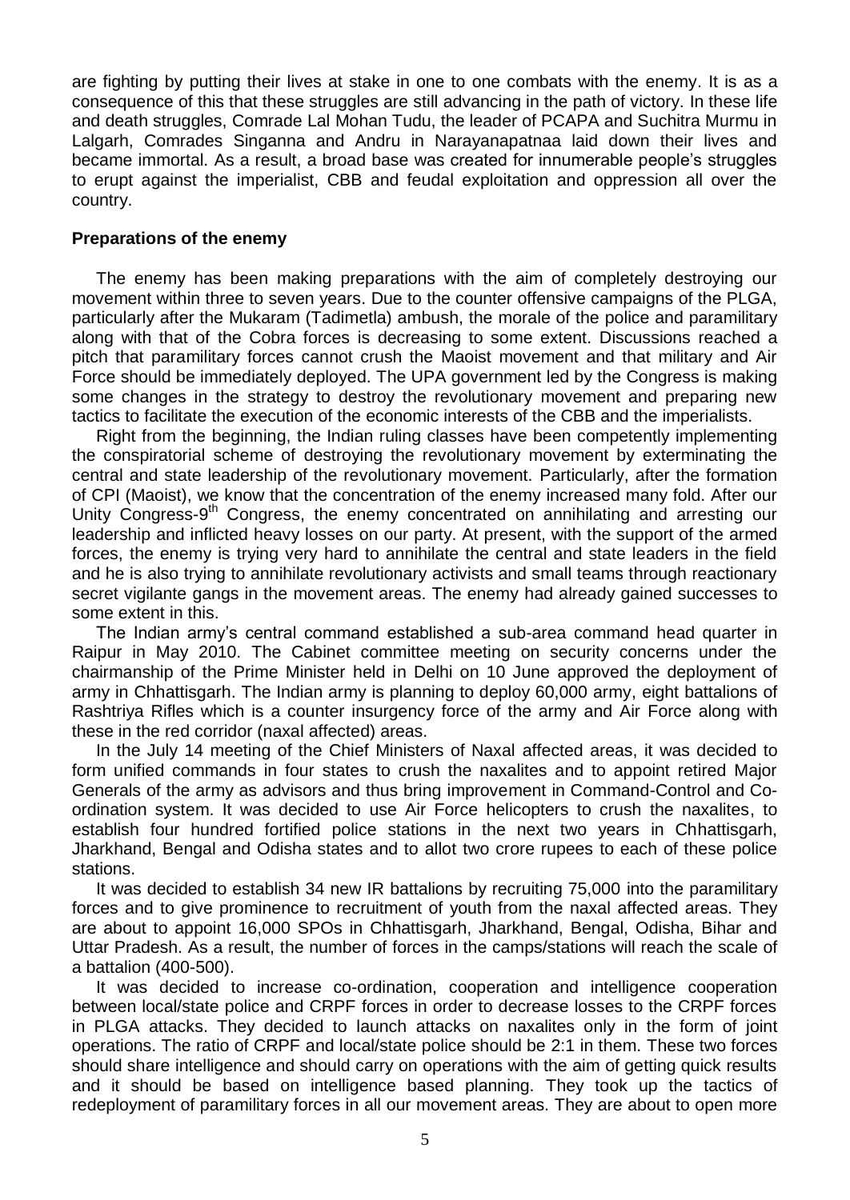are fighting by putting their lives at stake in one to one combats with the enemy. It is as a consequence of this that these struggles are still advancing in the path of victory. In these life and death struggles, Comrade Lal Mohan Tudu, the leader of PCAPA and Suchitra Murmu in Lalgarh, Comrades Singanna and Andru in Narayanapatnaa laid down their lives and became immortal. As a result, a broad base was created for innumerable people's struggles to erupt against the imperialist, CBB and feudal exploitation and oppression all over the country.

**Preparations of the enemy**

The enemy has been making preparations with the aim of completely destroying our movement within three to seven years. Due to the counter offensive campaigns of the PLGA, particularly after the Mukaram (Tadimetla) ambush, the morale of the police and paramilitary along with that of the Cobra forces is decreasing to some extent. Discussions reached a pitch that paramilitary forces cannot crush the Maoist movement and that military and Air Force should be immediately deployed. The UPA government led by the Congress is making some changes in the strategy to destroy the revolutionary movement and preparing new tactics to facilitate the execution of the economic interests of the CBB and the imperialists.

Right from the beginning, the Indian ruling classes have been competently implementing the conspiratorial scheme of destroying the revolutionary movement by exterminating the central and state leadership of the revolutionary movement. Particularly, after the formation of CPI (Maoist), we know that the concentration of the enemy increased many fold. After our Unity Congress-9th Congress, the enemy concentrated on annihilating and arresting our leadership and inflicted heavy losses on our party. At present, with the support of the armed forces, the enemy is trying very hard to annihilate the central and state leaders in the field and he is also trying to annihilate revolutionary activists and small teams through reactionary secret vigilante gangs in the movement areas. The enemy had already gained successes to some extent in this.

The Indian army's central command established a sub-area command head quarter in Raipur in May 2010. The Cabinet committee meeting on security concerns under the chairmanship of the Prime Minister held in Delhi on 10 June approved the deployment of army in Chhattisgarh. The Indian army is planning to deploy 60,000 army, eight battalions of Rashtriya Rifles which is a counter insurgency force of the army and Air Force along with these in the red corridor (naxal affected) areas.

In the July 14 meeting of the Chief Ministers of Naxal affected areas, it was decided to form unified commands in four states to crush the naxalites and to appoint retired Major Generals of the army as advisors and thus bring improvement in Command-Control and Co-ordination system. It was decided to use Air Force helicopters to crush the naxalites, to establish four hundred fortified police stations in the next two years in Chhattisgarh, Jharkhand, Bengal and Odisha states and to allot two crore rupees to each of these police stations.

It was decided to establish 34 new IR battalions by recruiting 75,000 into the paramilitary forces and to give prominence to recruitment of youth from the naxal affected areas. They are about to appoint 16,000 SPOs in Chhattisgarh, Jharkhand, Bengal, Odisha, Bihar and Uttar Pradesh. As a result, the number of forces in the camps/stations will reach the scale of a battalion (400-500).

It was decided to increase co-ordination, cooperation and intelligence cooperation between local/state police and CRPF forces in order to decrease losses to the CRPF forces in PLGA attacks. They decided to launch attacks on naxalites only in the form of joint operations. The ratio of CRPF and local/state police should be 2:1 in them. These two forces should share intelligence and should carry on operations with the aim of getting quick results and it should be based on intelligence based planning. They took up the tactics of redeployment of paramilitary forces in all our movement areas. They are about to open more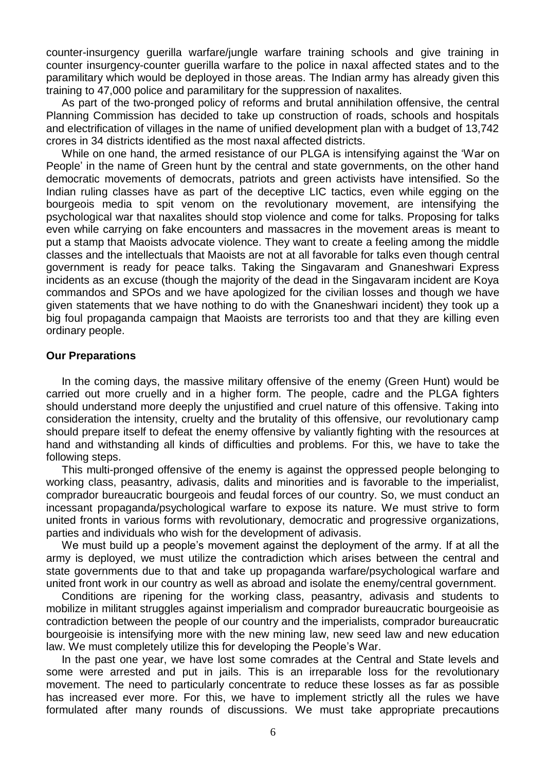counter-insurgency guerilla warfare/jungle warfare training schools and give training in counter insurgency-counter guerilla warfare to the police in naxal affected states and to the paramilitary which would be deployed in those areas. The Indian army has already given this training to 47,000 police and paramilitary for the suppression of naxalites.

As part of the two-pronged policy of reforms and brutal annihilation offensive, the central Planning Commission has decided to take up construction of roads, schools and hospitals and electrification of villages in the name of unified development plan with a budget of 13,742 crores in 34 districts identified as the most naxal affected districts.

While on one hand, the armed resistance of our PLGA is intensifying against the 'War on People' in the name of Green hunt by the central and state governments, on the other hand democratic movements of democrats, patriots and green activists have intensified. So the Indian ruling classes have as part of the deceptive LIC tactics, even while egging on the bourgeois media to spit venom on the revolutionary movement, are intensifying the psychological war that naxalites should stop violence and come for talks. Proposing for talks even while carrying on fake encounters and massacres in the movement areas is meant to put a stamp that Maoists advocate violence. They want to create a feeling among the middle classes and the intellectuals that Maoists are not at all favorable for talks even though central government is ready for peace talks. Taking the Singavaram and Gnaneshwari Express incidents as an excuse (though the majority of the dead in the Singavaram incident are Koya commandos and SPOs and we have apologized for the civilian losses and though we have given statements that we have nothing to do with the Gnaneshwari incident) they took up a big foul propaganda campaign that Maoists are terrorists too and that they are killing even ordinary people.

**Our Preparations**

In the coming days, the massive military offensive of the enemy (Green Hunt) would be carried out more cruelly and in a higher form. The people, cadre and the PLGA fighters should understand more deeply the unjustified and cruel nature of this offensive. Taking into consideration the intensity, cruelty and the brutality of this offensive, our revolutionary camp should prepare itself to defeat the enemy offensive by valiantly fighting with the resources at hand and withstanding all kinds of difficulties and problems. For this, we have to take the following steps.

This multi-pronged offensive of the enemy is against the oppressed people belonging to working class, peasantry, adivasis, dalits and minorities and is favorable to the imperialist, comprador bureaucratic bourgeois and feudal forces of our country. So, we must conduct an incessant propaganda/psychological warfare to expose its nature. We must strive to form united fronts in various forms with revolutionary, democratic and progressive organizations, parties and individuals who wish for the development of adivasis.

We must build up a people's movement against the deployment of the army. If at all the army is deployed, we must utilize the contradiction which arises between the central and state governments due to that and take up propaganda warfare/psychological warfare and united front work in our country as well as abroad and isolate the enemy/central government.

Conditions are ripening for the working class, peasantry, adivasis and students to mobilize in militant struggles against imperialism and comprador bureaucratic bourgeoisie as contradiction between the people of our country and the imperialists, comprador bureaucratic bourgeoisie is intensifying more with the new mining law, new seed law and new education law. We must completely utilize this for developing the People's War.

In the past one year, we have lost some comrades at the Central and State levels and some were arrested and put in jails. This is an irreparable loss for the revolutionary movement. The need to particularly concentrate to reduce these losses as far as possible has increased ever more. For this, we have to implement strictly all the rules we have formulated after many rounds of discussions. We must take appropriate precautions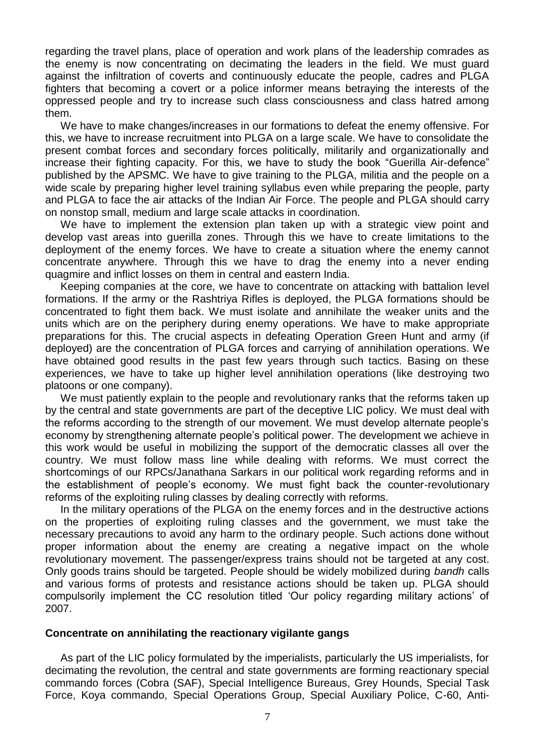regarding the travel plans, place of operation and work plans of the leadership comrades as the enemy is now concentrating on decimating the leaders in the field. We must guard against the infiltration of coverts and continuously educate the people, cadres and PLGA fighters that becoming a covert or a police informer means betraying the interests of the oppressed people and try to increase such class consciousness and class hatred among them.

We have to make changes/increases in our formations to defeat the enemy offensive. For this, we have to increase recruitment into PLGA on a large scale. We have to consolidate the present combat forces and secondary forces politically, militarily and organizationally and increase their fighting capacity. For this, we have to study the book "Guerilla Air-defence" published by the APSMC. We have to give training to the PLGA, militia and the people on a wide scale by preparing higher level training syllabus even while preparing the people, party and PLGA to face the air attacks of the Indian Air Force. The people and PLGA should carry on nonstop small, medium and large scale attacks in coordination.

We have to implement the extension plan taken up with a strategic view point and develop vast areas into guerilla zones. Through this we have to create limitations to the deployment of the enemy forces. We have to create a situation where the enemy cannot concentrate anywhere. Through this we have to drag the enemy into a never ending quagmire and inflict losses on them in central and eastern India.

Keeping companies at the core, we have to concentrate on attacking with battalion level formations. If the army or the Rashtriya Rifles is deployed, the PLGA formations should be concentrated to fight them back. We must isolate and annihilate the weaker units and the units which are on the periphery during enemy operations. We have to make appropriate preparations for this. The crucial aspects in defeating Operation Green Hunt and army (if deployed) are the concentration of PLGA forces and carrying of annihilation operations. We have obtained good results in the past few years through such tactics. Basing on these experiences, we have to take up higher level annihilation operations (like destroying two platoons or one company).

We must patiently explain to the people and revolutionary ranks that the reforms taken up by the central and state governments are part of the deceptive LIC policy. We must deal with the reforms according to the strength of our movement. We must develop alternate people's economy by strengthening alternate people's political power. The development we achieve in this work would be useful in mobilizing the support of the democratic classes all over the country. We must follow mass line while dealing with reforms. We must correct the shortcomings of our RPCs/Janathana Sarkars in our political work regarding reforms and in the establishment of people's economy. We must fight back the counter-revolutionary reforms of the exploiting ruling classes by dealing correctly with reforms.

In the military operations of the PLGA on the enemy forces and in the destructive actions on the properties of exploiting ruling classes and the government, we must take the necessary precautions to avoid any harm to the ordinary people. Such actions done without proper information about the enemy are creating a negative impact on the whole revolutionary movement. The passenger/express trains should not be targeted at any cost. Only goods trains should be targeted. People should be widely mobilized during *bandh* calls and various forms of protests and resistance actions should be taken up. PLGA should compulsorily implement the CC resolution titled 'Our policy regarding military actions' of 2007.

**Concentrate on annihilating the reactionary vigilante gangs**

As part of the LIC policy formulated by the imperialists, particularly the US imperialists, for decimating the revolution, the central and state governments are forming reactionary special commando forces (Cobra (SAF), Special Intelligence Bureaus, Grey Hounds, Special Task Force, Koya commando, Special Operations Group, Special Auxiliary Police, C-60, Anti-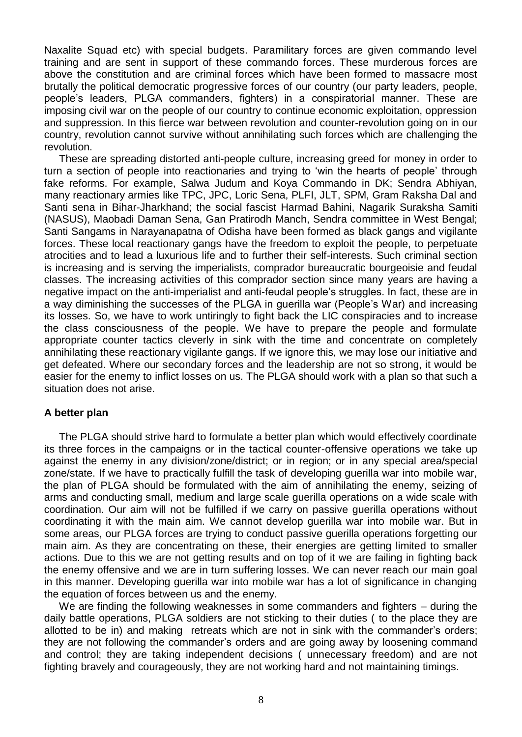Naxalite Squad etc) with special budgets. Paramilitary forces are given commando level training and are sent in support of these commando forces. These murderous forces are above the constitution and are criminal forces which have been formed to massacre most brutally the political democratic progressive forces of our country (our party leaders, people, people's leaders, PLGA commanders, fighters) in a conspiratorial manner. These are imposing civil war on the people of our country to continue economic exploitation, oppression and suppression. In this fierce war between revolution and counter-revolution going on in our country, revolution cannot survive without annihilating such forces which are challenging the revolution.

These are spreading distorted anti-people culture, increasing greed for money in order to turn a section of people into reactionaries and trying to 'win the hearts of people' through fake reforms. For example, Salwa Judum and Koya Commando in DK; Sendra Abhiyan, many reactionary armies like TPC, JPC, Loric Sena, PLFI, JLT, SPM, Gram Raksha Dal and Santi sena in Bihar-Jharkhand; the social fascist Harmad Bahini, Nagarik Suraksha Samiti (NASUS), Maobadi Daman Sena, Gan Pratirodh Manch, Sendra committee in West Bengal; Santi Sangams in Narayanapatna of Odisha have been formed as black gangs and vigilante forces. These local reactionary gangs have the freedom to exploit the people, to perpetuate atrocities and to lead a luxurious life and to further their self-interests. Such criminal section is increasing and is serving the imperialists, comprador bureaucratic bourgeoisie and feudal classes. The increasing activities of this comprador section since many years are having a negative impact on the anti-imperialist and anti-feudal people's struggles. In fact, these are in a way diminishing the successes of the PLGA in guerilla war (People's War) and increasing its losses. So, we have to work untiringly to fight back the LIC conspiracies and to increase the class consciousness of the people. We have to prepare the people and formulate appropriate counter tactics cleverly in sink with the time and concentrate on completely annihilating these reactionary vigilante gangs. If we ignore this, we may lose our initiative and get defeated. Where our secondary forces and the leadership are not so strong, it would be easier for the enemy to inflict losses on us. The PLGA should work with a plan so that such a situation does not arise.

**A better plan**

The PLGA should strive hard to formulate a better plan which would effectively coordinate its three forces in the campaigns or in the tactical counter-offensive operations we take up against the enemy in any division/zone/district; or in region; or in any special area/special zone/state. If we have to practically fulfill the task of developing guerilla war into mobile war, the plan of PLGA should be formulated with the aim of annihilating the enemy, seizing of arms and conducting small, medium and large scale guerilla operations on a wide scale with coordination. Our aim will not be fulfilled if we carry on passive guerilla operations without coordinating it with the main aim. We cannot develop guerilla war into mobile war. But in some areas, our PLGA forces are trying to conduct passive guerilla operations forgetting our main aim. As they are concentrating on these, their energies are getting limited to smaller actions. Due to this we are not getting results and on top of it we are failing in fighting back the enemy offensive and we are in turn suffering losses. We can never reach our main goal in this manner. Developing guerilla war into mobile war has a lot of significance in changing the equation of forces between us and the enemy.

We are finding the following weaknesses in some commanders and fighters – during the daily battle operations, PLGA soldiers are not sticking to their duties ( to the place they are allotted to be in) and making retreats which are not in sink with the commander's orders; they are not following the commander's orders and are going away by loosening command and control; they are taking independent decisions ( unnecessary freedom) and are not fighting bravely and courageously, they are not working hard and not maintaining timings.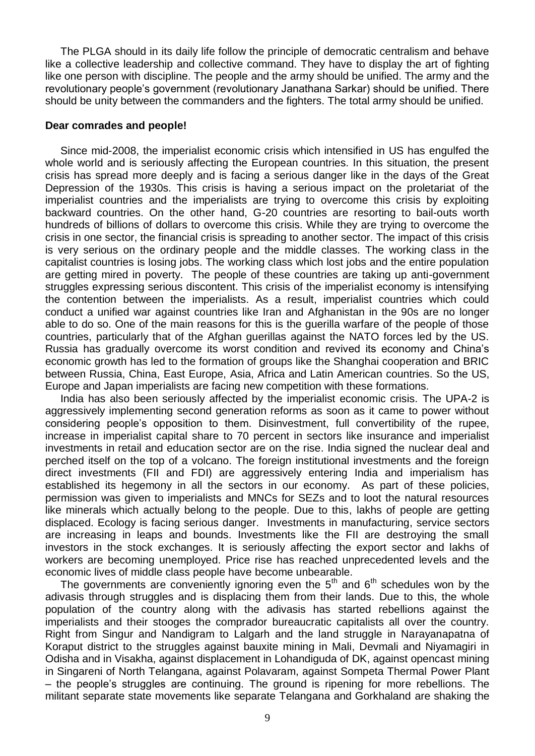The PLGA should in its daily life follow the principle of democratic centralism and behave like a collective leadership and collective command. They have to display the art of fighting like one person with discipline. The people and the army should be unified. The army and the revolutionary people's government (revolutionary Janathana Sarkar) should be unified. There should be unity between the commanders and the fighters. The total army should be unified.

**Dear comrades and people!**

Since mid-2008, the imperialist economic crisis which intensified in US has engulfed the whole world and is seriously affecting the European countries. In this situation, the present crisis has spread more deeply and is facing a serious danger like in the days of the Great Depression of the 1930s. This crisis is having a serious impact on the proletariat of the imperialist countries and the imperialists are trying to overcome this crisis by exploiting backward countries. On the other hand, G-20 countries are resorting to bail-outs worth hundreds of billions of dollars to overcome this crisis. While they are trying to overcome the crisis in one sector, the financial crisis is spreading to another sector. The impact of this crisis is very serious on the ordinary people and the middle classes. The working class in the capitalist countries is losing jobs. The working class which lost jobs and the entire population are getting mired in poverty. The people of these countries are taking up anti-government struggles expressing serious discontent. This crisis of the imperialist economy is intensifying the contention between the imperialists. As a result, imperialist countries which could conduct a unified war against countries like Iran and Afghanistan in the 90s are no longer able to do so. One of the main reasons for this is the guerilla warfare of the people of those countries, particularly that of the Afghan guerillas against the NATO forces led by the US. Russia has gradually overcome its worst condition and revived its economy and China's economic growth has led to the formation of groups like the Shanghai cooperation and BRIC between Russia, China, East Europe, Asia, Africa and Latin American countries. So the US, Europe and Japan imperialists are facing new competition with these formations.

India has also been seriously affected by the imperialist economic crisis. The UPA-2 is aggressively implementing second generation reforms as soon as it came to power without considering people's opposition to them. Disinvestment, full convertibility of the rupee, increase in imperialist capital share to 70 percent in sectors like insurance and imperialist investments in retail and education sector are on the rise. India signed the nuclear deal and perched itself on the top of a volcano. The foreign institutional investments and the foreign direct investments (FII and FDI) are aggressively entering India and imperialism has established its hegemony in all the sectors in our economy. As part of these policies, permission was given to imperialists and MNCs for SEZs and to loot the natural resources like minerals which actually belong to the people. Due to this, lakhs of people are getting displaced. Ecology is facing serious danger. Investments in manufacturing, service sectors are increasing in leaps and bounds. Investments like the FII are destroying the small investors in the stock exchanges. It is seriously affecting the export sector and lakhs of workers are becoming unemployed. Price rise has reached unprecedented levels and the economic lives of middle class people have become unbearable.

The governments are conveniently ignoring even the 5th and 6th schedules won by the adivasis through struggles and is displacing them from their lands. Due to this, the whole population of the country along with the adivasis has started rebellions against the imperialists and their stooges the comprador bureaucratic capitalists all over the country. Right from Singur and Nandigram to Lalgarh and the land struggle in Narayanapatna of Koraput district to the struggles against bauxite mining in Mali, Devmali and Niyamagiri in Odisha and in Visakha, against displacement in Lohandiguda of DK, against opencast mining in Singareni of North Telangana, against Polavaram, against Sompeta Thermal Power Plant – the people's struggles are continuing. The ground is ripening for more rebellions. The militant separate state movements like separate Telangana and Gorkhaland are shaking the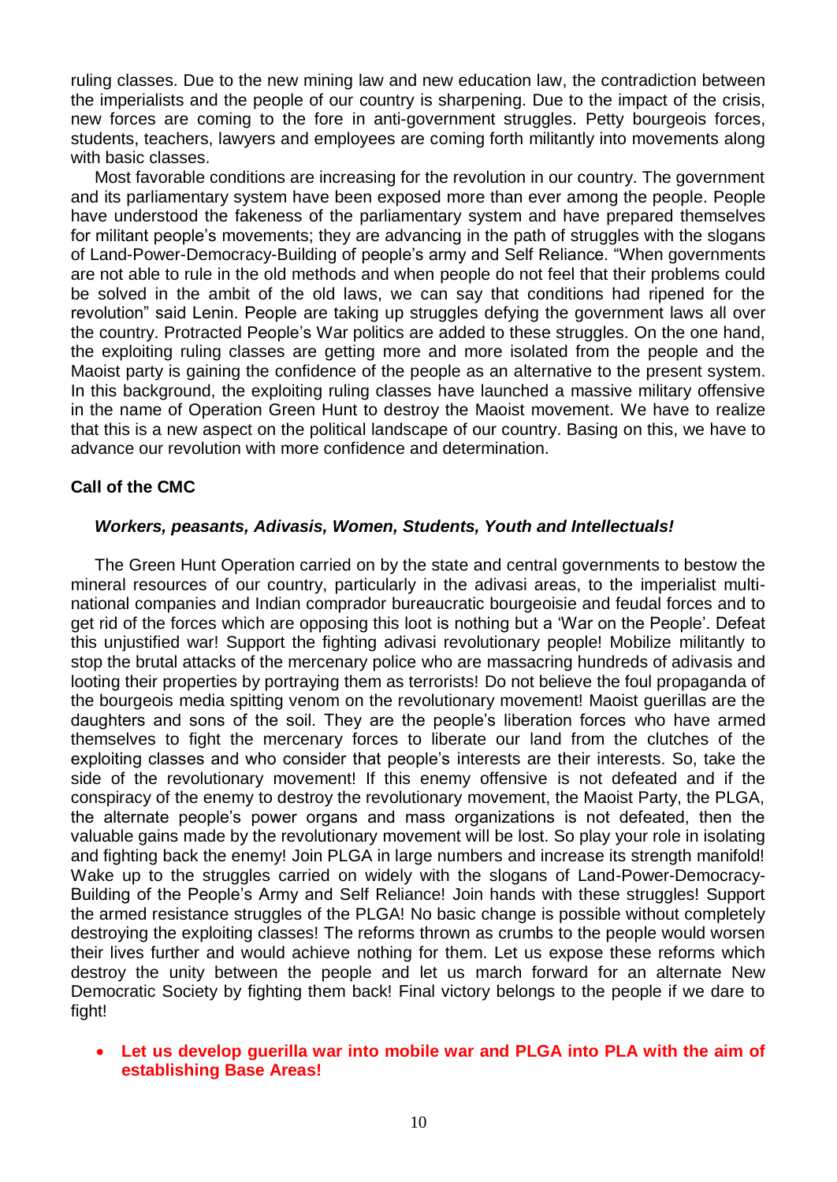ruling classes. Due to the new mining law and new education law, the contradiction between the imperialists and the people of our country is sharpening. Due to the impact of the crisis, new forces are coming to the fore in anti-government struggles. Petty bourgeois forces, students, teachers, lawyers and employees are coming forth militantly into movements along with basic classes.

Most favorable conditions are increasing for the revolution in our country. The government and its parliamentary system have been exposed more than ever among the people. People have understood the fakeness of the parliamentary system and have prepared themselves for militant people's movements; they are advancing in the path of struggles with the slogans of Land-Power-Democracy-Building of people's army and Self Reliance. "When governments are not able to rule in the old methods and when people do not feel that their problems could be solved in the ambit of the old laws, we can say that conditions had ripened for the revolution" said Lenin. People are taking up struggles defying the government laws all over the country. Protracted People's War politics are added to these struggles. On the one hand, the exploiting ruling classes are getting more and more isolated from the people and the Maoist party is gaining the confidence of the people as an alternative to the present system. In this background, the exploiting ruling classes have launched a massive military offensive in the name of Operation Green Hunt to destroy the Maoist movement. We have to realize that this is a new aspect on the political landscape of our country. Basing on this, we have to advance our revolution with more confidence and determination.

**Call of the CMC**

***Workers, peasants, Adivasis, Women, Students, Youth and Intellectuals!***

The Green Hunt Operation carried on by the state and central governments to bestow the mineral resources of our country, particularly in the adivasi areas, to the imperialist multi-national companies and Indian comprador bureaucratic bourgeoisie and feudal forces and to get rid of the forces which are opposing this loot is nothing but a 'War on the People'. Defeat this unjustified war! Support the fighting adivasi revolutionary people! Mobilize militantly to stop the brutal attacks of the mercenary police who are massacring hundreds of adivasis and looting their properties by portraying them as terrorists! Do not believe the foul propaganda of the bourgeois media spitting venom on the revolutionary movement! Maoist guerillas are the daughters and sons of the soil. They are the people's liberation forces who have armed themselves to fight the mercenary forces to liberate our land from the clutches of the exploiting classes and who consider that people's interests are their interests. So, take the side of the revolutionary movement! If this enemy offensive is not defeated and if the conspiracy of the enemy to destroy the revolutionary movement, the Maoist Party, the PLGA, the alternate people's power organs and mass organizations is not defeated, then the valuable gains made by the revolutionary movement will be lost. So play your role in isolating and fighting back the enemy! Join PLGA in large numbers and increase its strength manifold! Wake up to the struggles carried on widely with the slogans of Land-Power-Democracy-Building of the People's Army and Self Reliance! Join hands with these struggles! Support the armed resistance struggles of the PLGA! No basic change is possible without completely destroying the exploiting classes! The reforms thrown as crumbs to the people would worsen their lives further and would achieve nothing for them. Let us expose these reforms which destroy the unity between the people and let us march forward for an alternate New Democratic Society by fighting them back! Final victory belongs to the people if we dare to fight!

- **Let us develop guerilla war into mobile war and PLGA into PLA with the aim of establishing Base Areas!**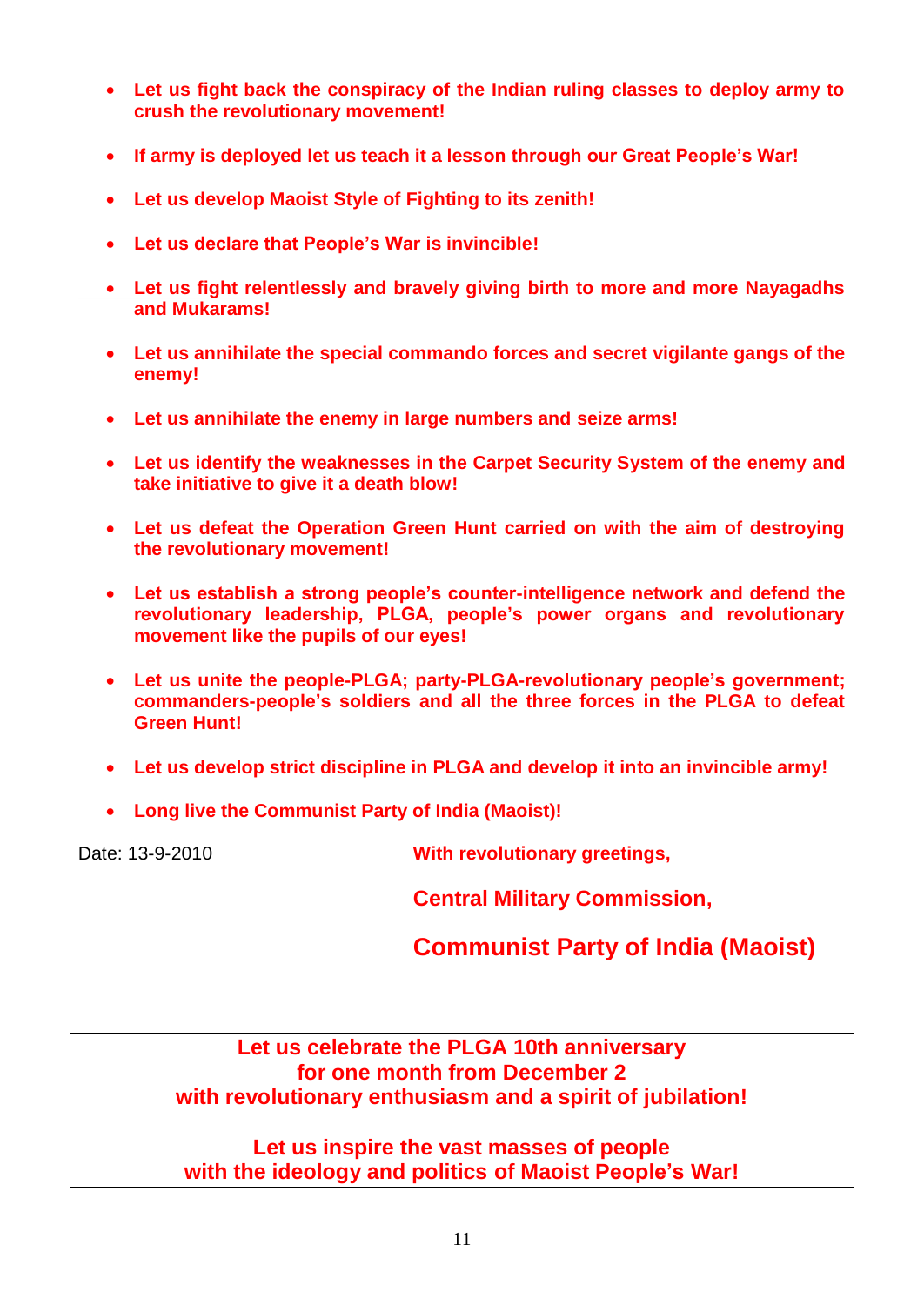- **Let us fight back the conspiracy of the Indian ruling classes to deploy army to crush the revolutionary movement!**
- **If army is deployed let us teach it a lesson through our Great People's War!**
- **Let us develop Maoist Style of Fighting to its zenith!**
- **Let us declare that People's War is invincible!**
- **Let us fight relentlessly and bravely giving birth to more and more Nayagadhs and Mukarams!**
- **Let us annihilate the special commando forces and secret vigilante gangs of the enemy!**
- **Let us annihilate the enemy in large numbers and seize arms!**
- **Let us identify the weaknesses in the Carpet Security System of the enemy and take initiative to give it a death blow!**
- **Let us defeat the Operation Green Hunt carried on with the aim of destroying the revolutionary movement!**
- **Let us establish a strong people's counter-intelligence network and defend the revolutionary leadership, PLGA, people's power organs and revolutionary movement like the pupils of our eyes!**
- **Let us unite the people-PLGA; party-PLGA-revolutionary people's government; commanders-people's soldiers and all the three forces in the PLGA to defeat Green Hunt!**
- **Let us develop strict discipline in PLGA and develop it into an invincible army!**
- **Long live the Communist Party of India (Maoist)!**

Date: 13-9-2010

**With revolutionary greetings,**

**Central Military Commission,**

**Communist Party of India (Maoist)**

**Let us celebrate the PLGA 10th anniversary for one month from December 2 with revolutionary enthusiasm and a spirit of jubilation!**

**Let us inspire the vast masses of people with the ideology and politics of Maoist People's War!**